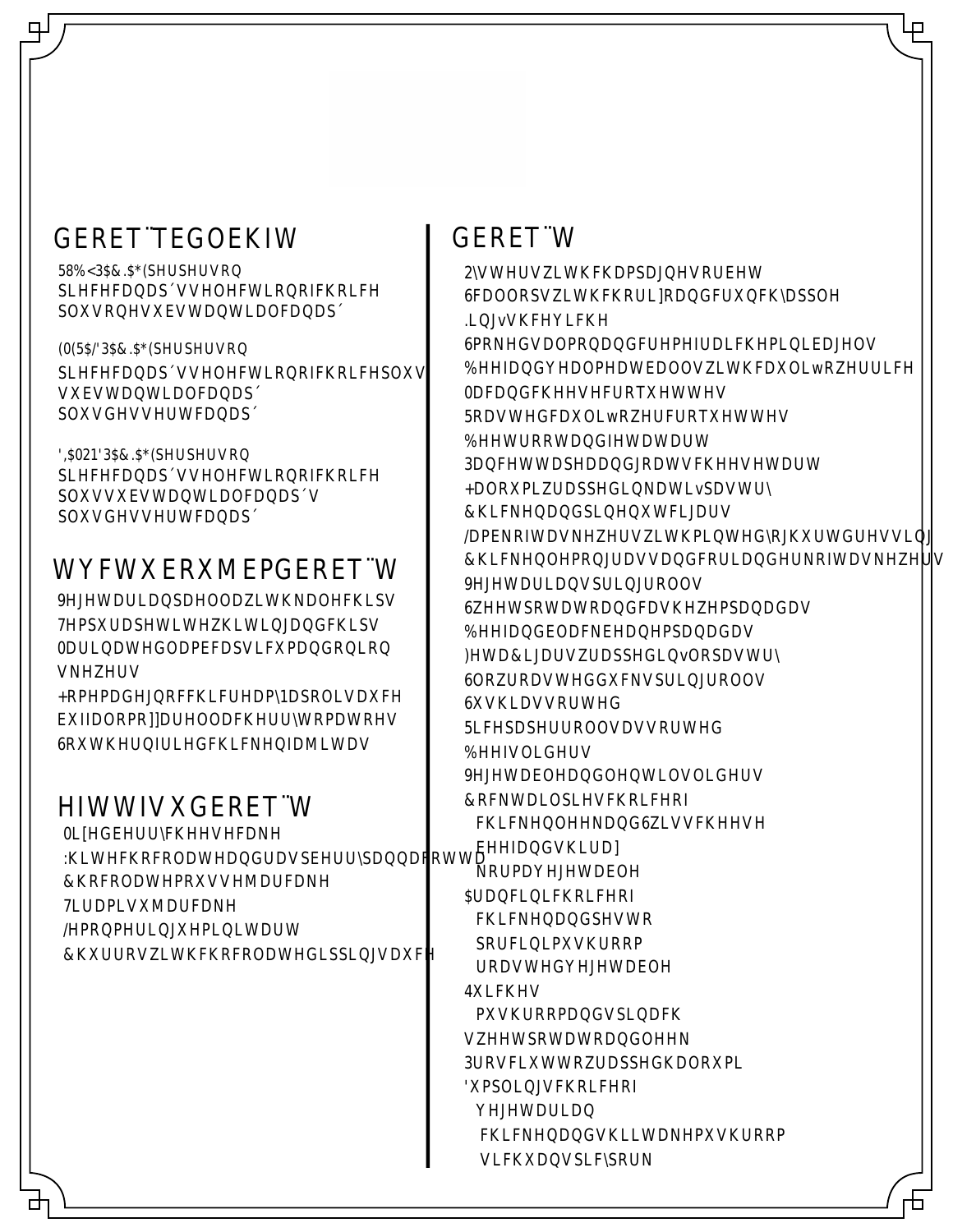## GERET¨TEGOEKIW

58%<3$&.$*(SHUSHUVRQ
SLHFHFDQDS´VVHOHFWLRQRIFKRLFH
SOXVRQHVXEVWDQWLDOFDQDS´

(0(5$/'3$&.$*(SHUSHUVRQ
SLHFHFDQDS´VVHOHFWLRQRIFKRLFHSOXV
VXEVWDQWLDOFDQDS´
SOXVGHVVHUWFDQDS´

',$021'3$&.$*(SHUSHUVRQ
SLHFHFDQDS´VVHOHFWLRQRIFKRLFH
SOXVVXEVWDQWLDOFDQDS´V
SOXVGHVVHUWFDQDS´

## WYFWXERXMEPGERET¨W

9HJHWDULDQSDHOODZLWKNDOHFKLSV
7HPSXUDSHWLWHZKLWLQJDQGFKLSV
0DULQDWHGODPEFDSVLFXPDQGRQLRQ
VNHZHUV
+RPHPDGHJQRFFKLFUHDP\1DSROLVDXFH
EXIIDORPR]]DUHOODFKHUU\WRPDWRHV
6RXWKHUQIULHGFKLFNHQIDMLWDV

## HIWWIVXGERET¨W

0L[HGEHUU\FKHHVHFDNH
:KLWHFKRFRODWHDQGUDVSEHUU\SDQQDFRWWD
&KRFRODWHPRXVVHMDUFDNH
7LUDPLVXMDUFDNH
/HPRQPHULQJXHPLQLWDUW
&KXUURVZLWKFKRFRODWHGLSSLQJVDXFH

## GERET¨W

2\VWHUVZLWKFKDPSDJQHVRUEHW
6FDOORSVZLWKFKRUL]RDQGFXQFK\DSSOH
.LQJvVKFHYLFKH
6PRNHGVDOPRQDQGFUHPHIUDLFKHPLQLEDJHOV
%HHIDQGYHDOPHDWEDOOVZLWKFDXOLwRZHUULFH
0DFDQGFKHHVHFURTXHWWHV
5RDVWHGFDXOLwRZHUFURTXHWWHV
%HHWURRWDQGIHWDWDUW
3DQFHWWDSHDUDQGJRDWVFKHHVHWDUW
+DORXPLZUDSSHGLQNDWDLvSDVWU\
&KLFNHQDQGSLQHQXWFLJDUV
/DPENRIWDVNHZHUVZLWKPLQWHG\RJKXUWGUHVVLQJ
&KLFNHQOHPRQJUDVVDQGFRULDQGHUNRIWDVNHZHUV
9HJHWDULDQVSULQJUROOV
6ZHHWSRWDWRDQGFDVKHZHPSDQDGDV
%HHIDQGEODFNEHDQHPSDQDGDV
)HWD&LJDUVZUDSSHGLQvORSDVWU\
6ORZURDVWHGGXFNVSULQJUROOV
6XVKLDVVRUWHG
5LFHSDSHUUROOVDVVRUWHG
%HHIVOLGHUV
9HJHWDEOHDQGOHQWLOVOLGHUV
&RFNWDLOSLHVFKRLFHRI
FKLFNHQOHHNDQG6ZLVVFKHHVH
EHHIDQGVKLUD]
NRUPDYHJHWDEOH
$UDQFLQLFKRLFHRI
FKLFNHQDQGSHVWR
SRUFLQLPXVKURRP
URDVWHGYHJHWDEOH
4XLFKHV
PXVKURRPDQGVSLQDFK
VZHHWSRWDWRDQGOHHN
3URVFLXWWRZUDSSHGKDORXPL
'XPSOLQJVFKRLFHRI
YHJHWDULDQ
FKLFNHQDQGVKLLWDNHPXVKURRP
VLFKXDQVSLF\SRUN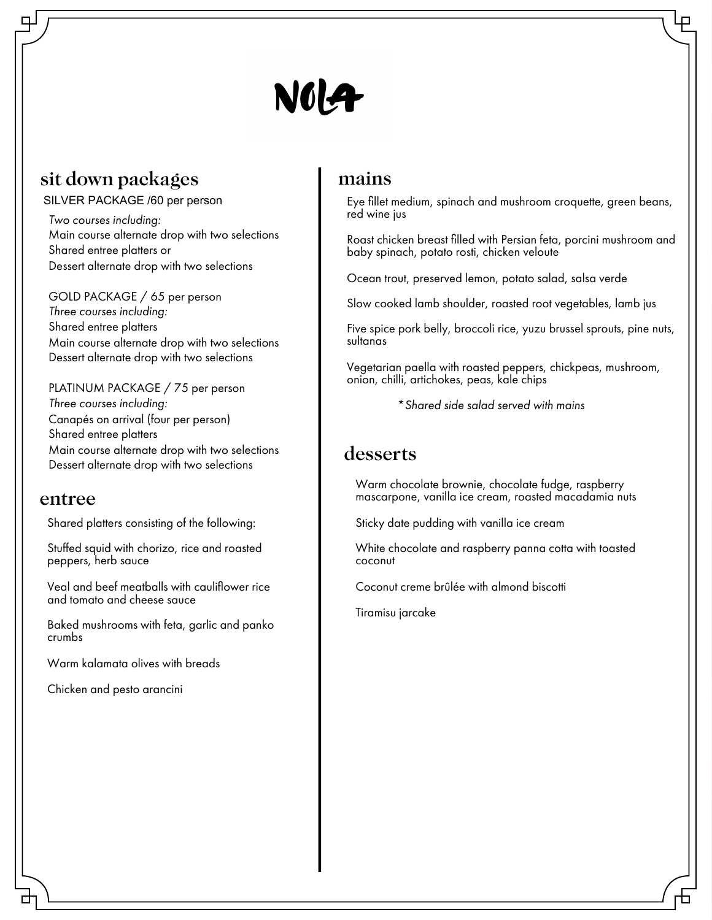# NOLA

## sit down packages

SILVER PACKAGE /60 per person

*Two courses including:*
Main course alternate drop with two selections
Shared entree platters or
Dessert alternate drop with two selections

GOLD PACKAGE / 65 per person
*Three courses including:*
Shared entree platters
Main course alternate drop with two selections
Dessert alternate drop with two selections

PLATINUM PACKAGE / 75 per person
*Three courses including:*
Canapés on arrival (four per person)
Shared entree platters
Main course alternate drop with two selections
Dessert alternate drop with two selections

## entree

Shared platters consisting of the following:

Stuffed squid with chorizo, rice and roasted peppers, herb sauce

Veal and beef meatballs with cauliflower rice and tomato and cheese sauce

Baked mushrooms with feta, garlic and panko crumbs

Warm kalamata olives with breads

Chicken and pesto arancini

## mains

Eye fillet medium, spinach and mushroom croquette, green beans, red wine jus

Roast chicken breast filled with Persian feta, porcini mushroom and baby spinach, potato rosti, chicken veloute

Ocean trout, preserved lemon, potato salad, salsa verde

Slow cooked lamb shoulder, roasted root vegetables, lamb jus

Five spice pork belly, broccoli rice, yuzu brussel sprouts, pine nuts, sultanas

Vegetarian paella with roasted peppers, chickpeas, mushroom, onion, chilli, artichokes, peas, kale chips

*\*Shared side salad served with mains*

## desserts

Warm chocolate brownie, chocolate fudge, raspberry mascarpone, vanilla ice cream, roasted macadamia nuts

Sticky date pudding with vanilla ice cream

White chocolate and raspberry panna cotta with toasted coconut

Coconut creme brûlée with almond biscotti

Tiramisu jarcake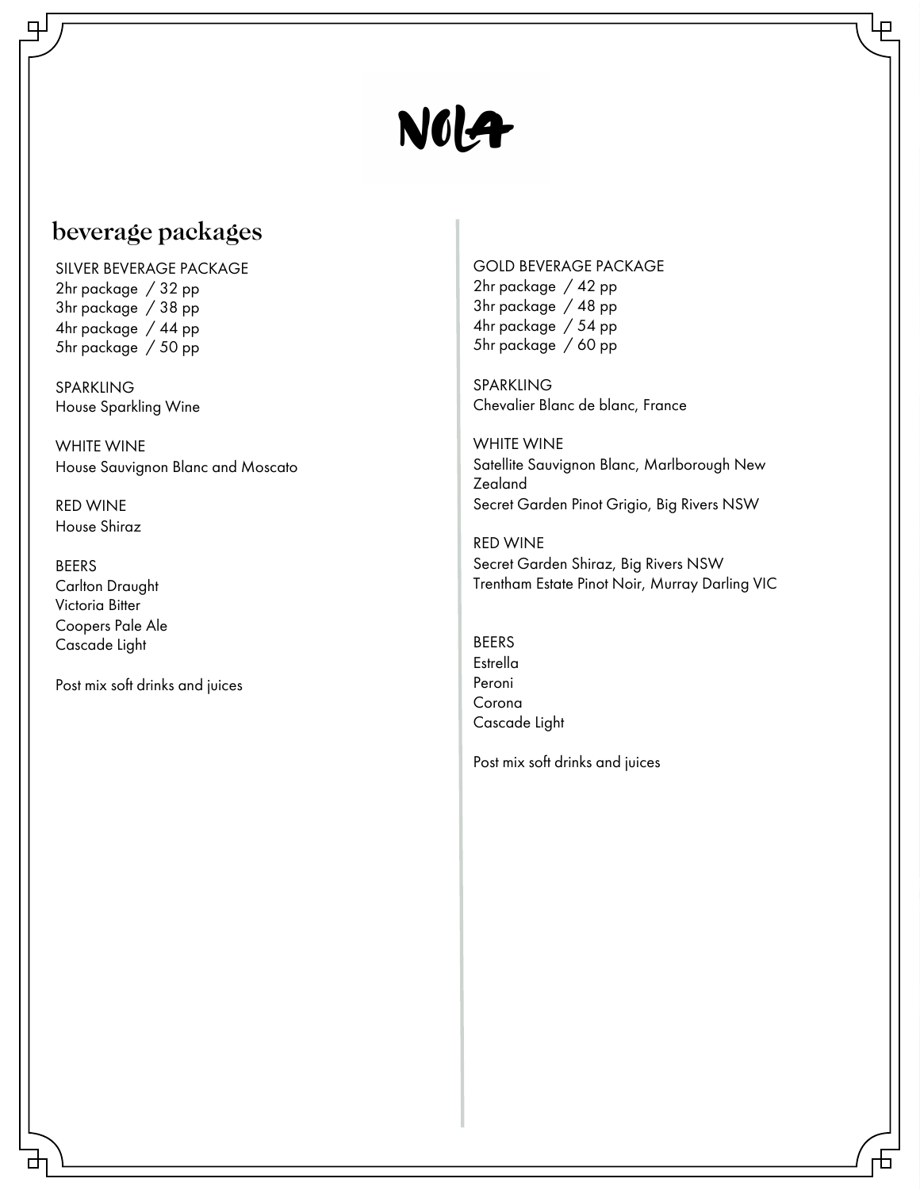# NOLA

## beverage packages

SILVER BEVERAGE PACKAGE
2hr package / 32 pp
3hr package / 38 pp
4hr package / 44 pp
5hr package / 50 pp

SPARKLING
House Sparkling Wine

WHITE WINE
House Sauvignon Blanc and Moscato

RED WINE
House Shiraz

BEERS
Carlton Draught
Victoria Bitter
Coopers Pale Ale
Cascade Light

Post mix soft drinks and juices

GOLD BEVERAGE PACKAGE
2hr package / 42 pp
3hr package / 48 pp
4hr package / 54 pp
5hr package / 60 pp

SPARKLING
Chevalier Blanc de blanc, France

WHITE WINE
Satellite Sauvignon Blanc, Marlborough New Zealand
Secret Garden Pinot Grigio, Big Rivers NSW

RED WINE
Secret Garden Shiraz, Big Rivers NSW
Trentham Estate Pinot Noir, Murray Darling VIC

BEERS
Estrella
Peroni
Corona
Cascade Light

Post mix soft drinks and juices